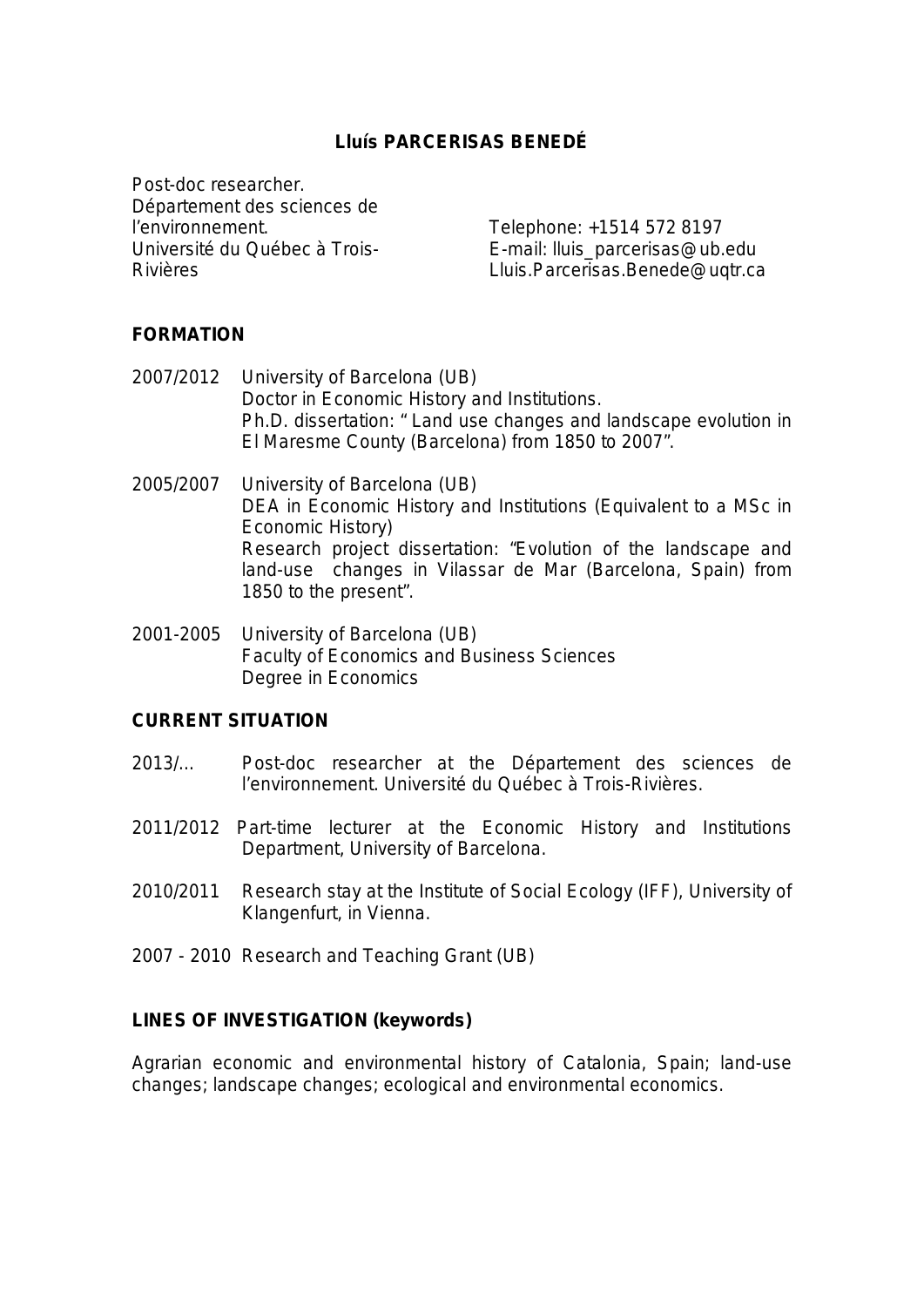# Lluís PARCERISAS BENEDÉ

Post-doc researcher.
Département des sciences de l'environnement.
Université du Québec à Trois-Rivières

Telephone: +1514 572 8197
E-mail: lluis_parcerisas@ub.edu
Lluis.Parcerisas.Benede@uqtr.ca

## FORMATION

2007/2012 University of Barcelona (UB)
Doctor in Economic History and Institutions.
Ph.D. dissertation: " Land use changes and landscape evolution in El Maresme County (Barcelona) from 1850 to 2007".

2005/2007 University of Barcelona (UB)
DEA in Economic History and Institutions (Equivalent to a MSc in Economic History)
Research project dissertation: "Evolution of the landscape and land-use changes in Vilassar de Mar (Barcelona, Spain) from 1850 to the present".

2001-2005 University of Barcelona (UB)
Faculty of Economics and Business Sciences
Degree in Economics

## CURRENT SITUATION

2013/... Post-doc researcher at the Département des sciences de l'environnement. Université du Québec à Trois-Rivières.

2011/2012 Part-time lecturer at the Economic History and Institutions Department, University of Barcelona.

2010/2011 Research stay at the Institute of Social Ecology (IFF), University of Klangenfurt, in Vienna.

2007 - 2010 Research and Teaching Grant (UB)

## LINES OF INVESTIGATION (keywords)

Agrarian economic and environmental history of Catalonia, Spain; land-use changes; landscape changes; ecological and environmental economics.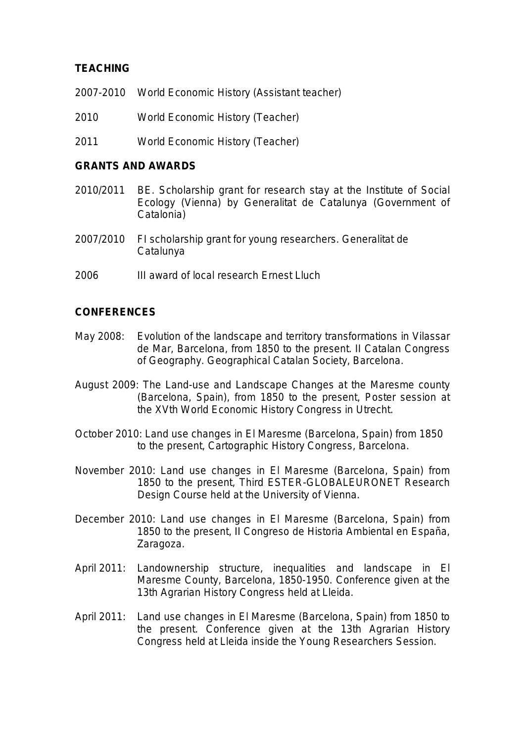## TEACHING

2007-2010 World Economic History (Assistant teacher)

2010 World Economic History (Teacher)

2011 World Economic History (Teacher)

## GRANTS AND AWARDS

2010/2011 BE. Scholarship grant for research stay at the Institute of Social Ecology (Vienna) by Generalitat de Catalunya (Government of Catalonia)

2007/2010 FI scholarship grant for young researchers. Generalitat de Catalunya

2006 III award of local research Ernest Lluch

## CONFERENCES

May 2008: Evolution of the landscape and territory transformations in Vilassar de Mar, Barcelona, from 1850 to the present. II Catalan Congress of Geography. Geographical Catalan Society, Barcelona.

August 2009: The Land-use and Landscape Changes at the Maresme county (Barcelona, Spain), from 1850 to the present, Poster session at the XVth World Economic History Congress in Utrecht.

October 2010: Land use changes in El Maresme (Barcelona, Spain) from 1850 to the present, Cartographic History Congress, Barcelona.

November 2010: Land use changes in El Maresme (Barcelona, Spain) from 1850 to the present, Third ESTER-GLOBALEURONET Research Design Course held at the University of Vienna.

December 2010: Land use changes in El Maresme (Barcelona, Spain) from 1850 to the present, II Congreso de Historia Ambiental en España, Zaragoza.

April 2011: Landownership structure, inequalities and landscape in El Maresme County, Barcelona, 1850-1950. Conference given at the 13th Agrarian History Congress held at Lleida.

April 2011: Land use changes in El Maresme (Barcelona, Spain) from 1850 to the present. Conference given at the 13th Agrarian History Congress held at Lleida inside the Young Researchers Session.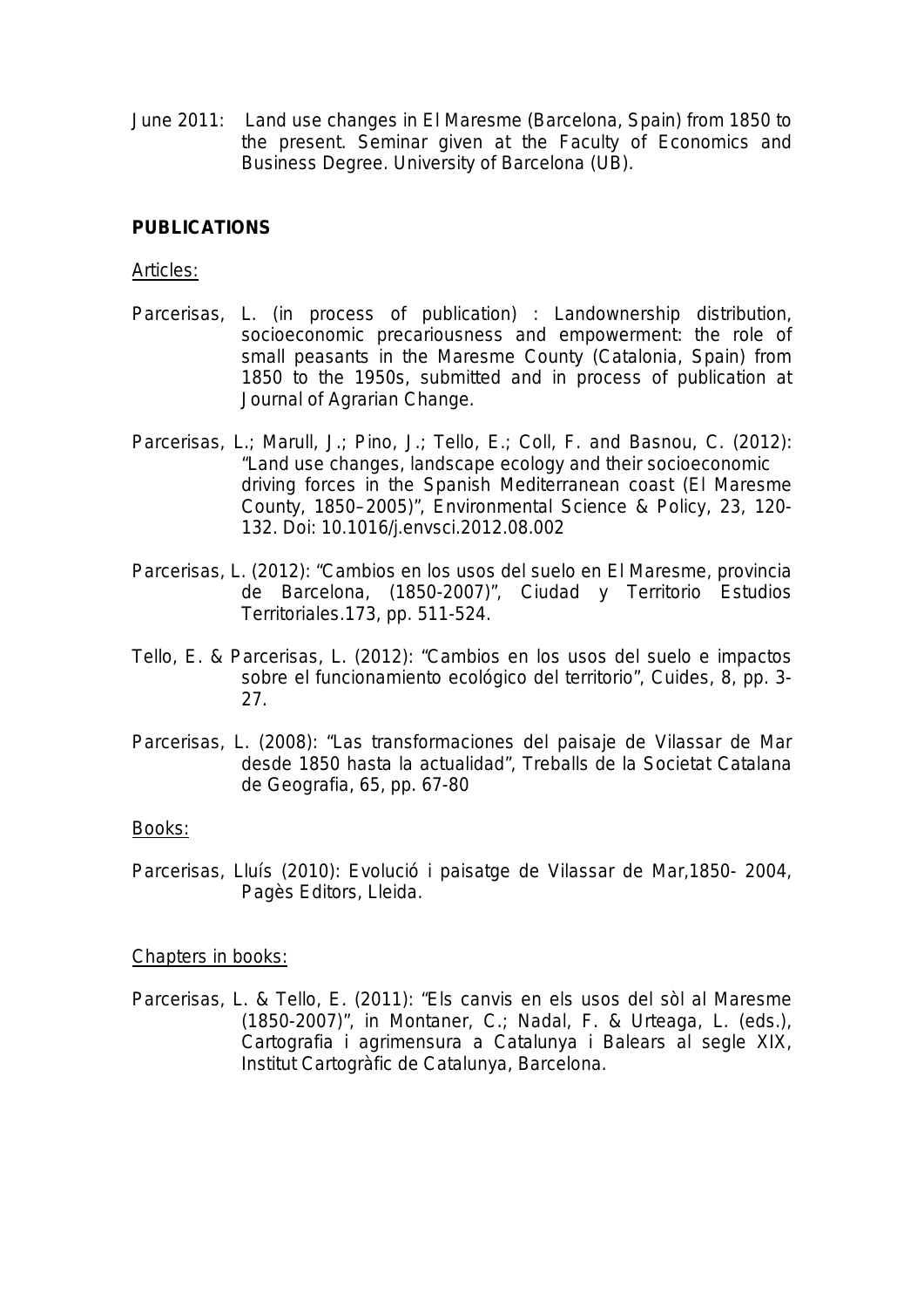June 2011: Land use changes in El Maresme (Barcelona, Spain) from 1850 to the present. Seminar given at the Faculty of Economics and Business Degree. University of Barcelona (UB).

## PUBLICATIONS

<u>Articles:</u>

Parcerisas, L. (in process of publication) : Landownership distribution, socioeconomic precariousness and empowerment: the role of small peasants in the Maresme County (Catalonia, Spain) from 1850 to the 1950s, submitted and in process of publication at Journal of Agrarian Change.

Parcerisas, L.; Marull, J.; Pino, J.; Tello, E.; Coll, F. and Basnou, C. (2012): "Land use changes, landscape ecology and their socioeconomic driving forces in the Spanish Mediterranean coast (El Maresme County, 1850–2005)", Environmental Science & Policy, 23, 120-132. Doi: 10.1016/j.envsci.2012.08.002

Parcerisas, L. (2012): "Cambios en los usos del suelo en El Maresme, provincia de Barcelona, (1850-2007)", Ciudad y Territorio Estudios Territoriales.173, pp. 511-524.

Tello, E. & Parcerisas, L. (2012): "Cambios en los usos del suelo e impactos sobre el funcionamiento ecológico del territorio", Cuides, 8, pp. 3-27.

Parcerisas, L. (2008): "Las transformaciones del paisaje de Vilassar de Mar desde 1850 hasta la actualidad", Treballs de la Societat Catalana de Geografia, 65, pp. 67-80

<u>Books:</u>

Parcerisas, Lluís (2010): Evolució i paisatge de Vilassar de Mar,1850- 2004, Pagès Editors, Lleida.

<u>Chapters in books:</u>

Parcerisas, L. & Tello, E. (2011): "Els canvis en els usos del sòl al Maresme (1850-2007)", in Montaner, C.; Nadal, F. & Urteaga, L. (eds.), Cartografia i agrimensura a Catalunya i Balears al segle XIX, Institut Cartogràfic de Catalunya, Barcelona.